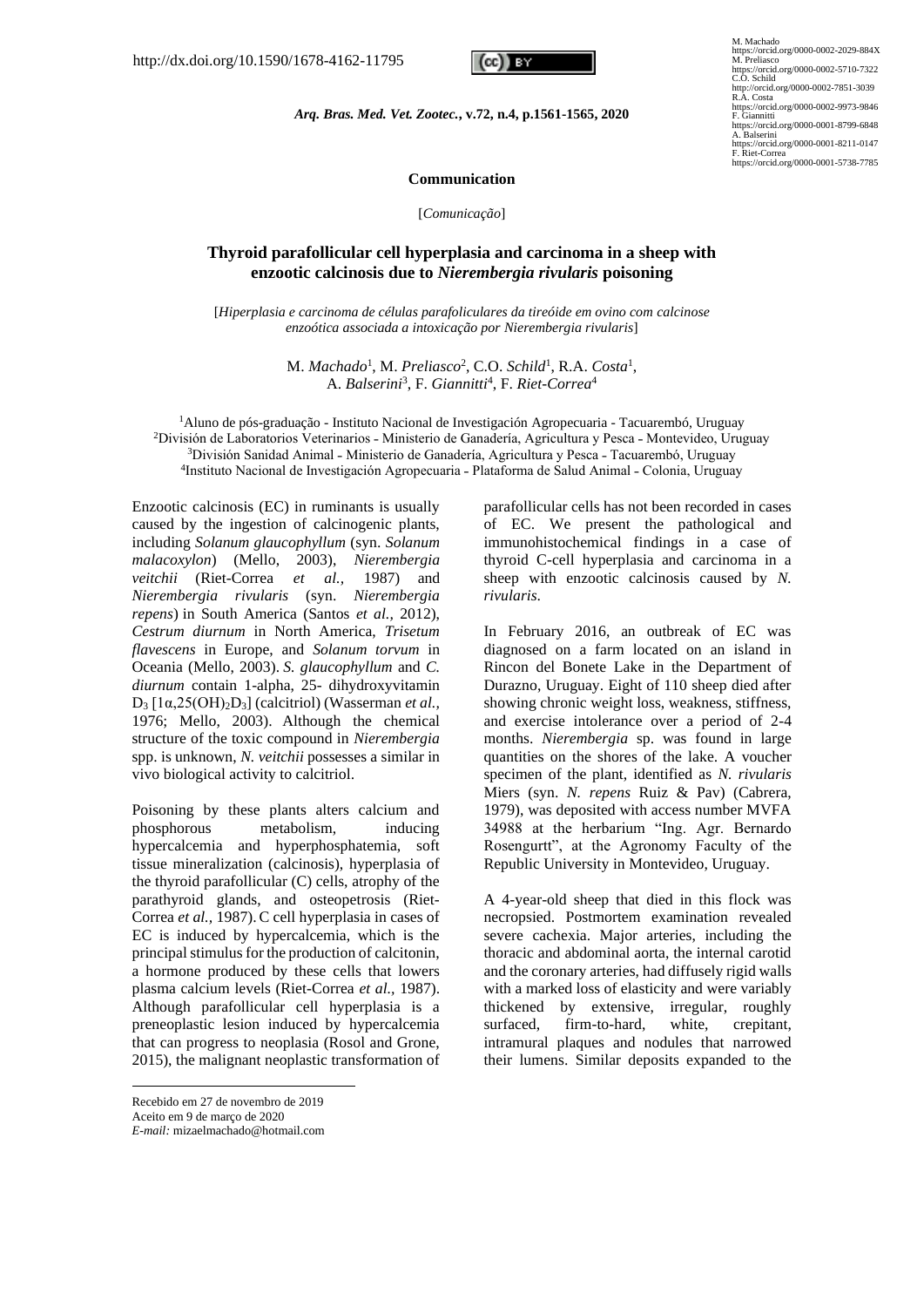http://dx.doi.org/10.1590/1678-4162-11795

M. Machado
https://orcid.org/0000-0002-2029-884X
M. Preliasco
https://orcid.org/0000-0002-5710-7322
C.O. Schild
http://orcid.org/0000-0002-7851-3039
R.A. Costa
https://orcid.org/0000-0002-9973-9846
F. Giannitti
https://orcid.org/0000-0001-8799-6848
A. Balserini
https://orcid.org/0000-0001-8211-0147
F. Riet-Correa
https://orcid.org/0000-0001-5738-7785

**Communication**

[*Comunicação*]

# Thyroid parafollicular cell hyperplasia and carcinoma in a sheep with enzootic calcinosis due to *Nierembergia rivularis* poisoning

[*Hiperplasia e carcinoma de células parafoliculares da tireóide em ovino com calcinose enzoótica associada a intoxicação por Nierembergia rivularis*]

M. *Machado*[1], M. *Preliasco*[2], C.O. *Schild*[1], R.A. *Costa*[1], A. *Balserini*[3], F. *Giannitti*[4], F. *Riet-Correa*[4]

[1]Aluno de pós-graduação - Instituto Nacional de Investigación Agropecuaria - Tacuarembó, Uruguay
[2]División de Laboratorios Veterinarios - Ministerio de Ganadería, Agricultura y Pesca - Montevideo, Uruguay
[3]División Sanidad Animal - Ministerio de Ganadería, Agricultura y Pesca - Tacuarembó, Uruguay
[4]Instituto Nacional de Investigación Agropecuaria - Plataforma de Salud Animal - Colonia, Uruguay

Enzootic calcinosis (EC) in ruminants is usually caused by the ingestion of calcinogenic plants, including *Solanum glaucophyllum* (syn. *Solanum malacoxylon*) (Mello, 2003), *Nierembergia veitchii* (Riet-Correa *et al.,* 1987) and *Nierembergia rivularis* (syn. *Nierembergia repens*) in South America (Santos *et al.,* 2012), *Cestrum diurnum* in North America, *Trisetum flavescens* in Europe, and *Solanum torvum* in Oceania (Mello, 2003). *S. glaucophyllum* and *C. diurnum* contain 1-alpha, 25- dihydroxyvitamin $D_3$ [$1\alpha$,25$(OH)_2D_3$] (calcitriol) (Wasserman *et al.,* 1976; Mello, 2003). Although the chemical structure of the toxic compound in *Nierembergia* spp. is unknown, *N. veitchii* possesses a similar in vivo biological activity to calcitriol.

Poisoning by these plants alters calcium and phosphorous metabolism, inducing hypercalcemia and hyperphosphatemia, soft tissue mineralization (calcinosis), hyperplasia of the thyroid parafollicular (C) cells, atrophy of the parathyroid glands, and osteopetrosis (Riet-Correa *et al.,* 1987). C cell hyperplasia in cases of EC is induced by hypercalcemia, which is the principal stimulus for the production of calcitonin, a hormone produced by these cells that lowers plasma calcium levels (Riet-Correa *et al.,* 1987). Although parafollicular cell hyperplasia is a preneoplastic lesion induced by hypercalcemia that can progress to neoplasia (Rosol and Grone, 2015), the malignant neoplastic transformation of parafollicular cells has not been recorded in cases of EC. We present the pathological and immunohistochemical findings in a case of thyroid C-cell hyperplasia and carcinoma in a sheep with enzootic calcinosis caused by *N. rivularis*.

In February 2016, an outbreak of EC was diagnosed on a farm located on an island in Rincon del Bonete Lake in the Department of Durazno, Uruguay. Eight of 110 sheep died after showing chronic weight loss, weakness, stiffness, and exercise intolerance over a period of 2-4 months. *Nierembergia* sp. was found in large quantities on the shores of the lake. A voucher specimen of the plant, identified as *N. rivularis* Miers (syn. *N. repens* Ruiz & Pav) (Cabrera, 1979), was deposited with access number MVFA 34988 at the herbarium "Ing. Agr. Bernardo Rosengurtt", at the Agronomy Faculty of the Republic University in Montevideo, Uruguay.

A 4-year-old sheep that died in this flock was necropsied. Postmortem examination revealed severe cachexia. Major arteries, including the thoracic and abdominal aorta, the internal carotid and the coronary arteries, had diffusely rigid walls with a marked loss of elasticity and were variably thickened by extensive, irregular, roughly surfaced, firm-to-hard, white, crepitant, intramural plaques and nodules that narrowed their lumens. Similar deposits expanded to the

Recebido em 27 de novembro de 2019
Aceito em 9 de março de 2020
*E-mail:* mizaelmachado@hotmail.com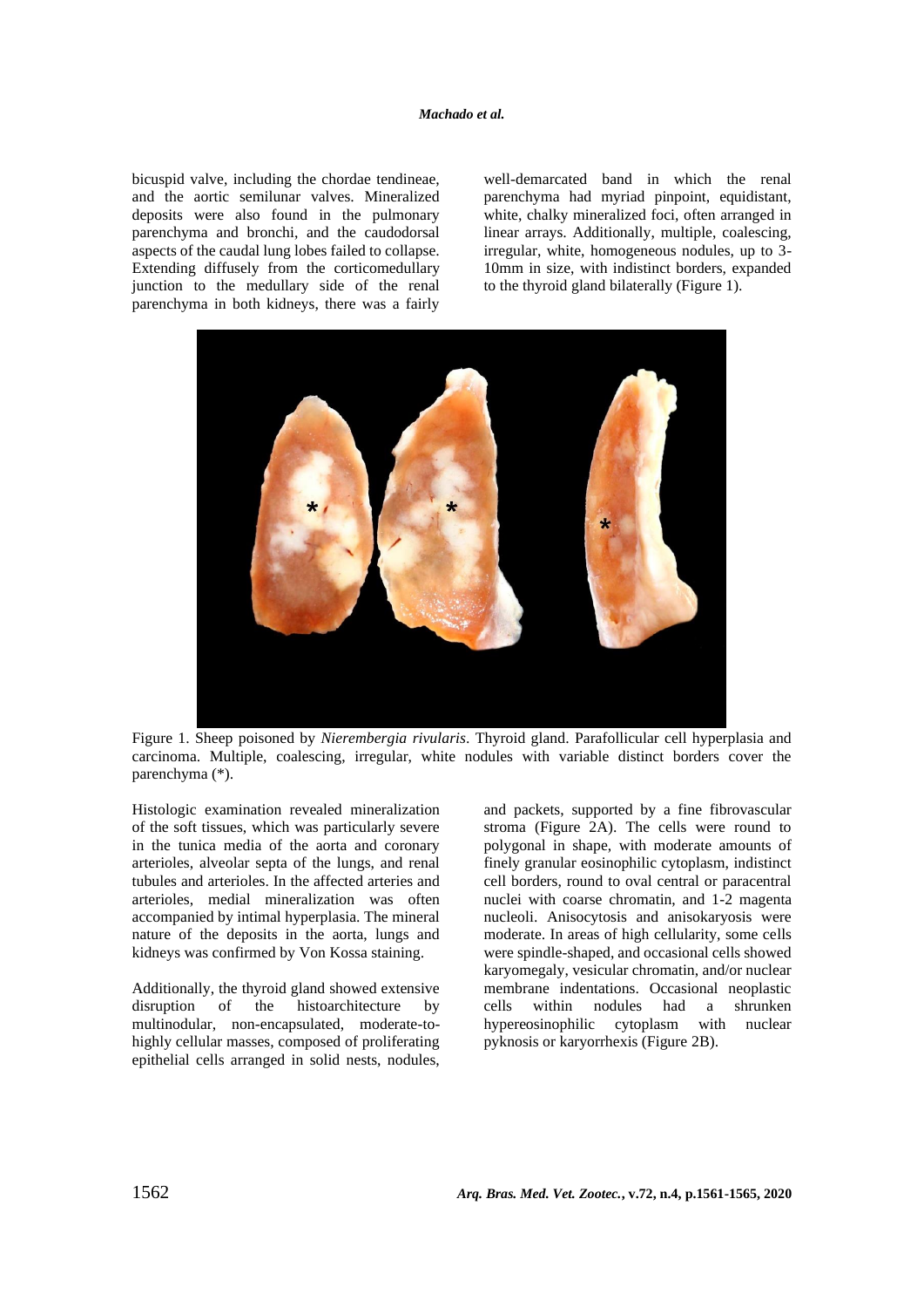bicuspid valve, including the chordae tendineae, and the aortic semilunar valves. Mineralized deposits were also found in the pulmonary parenchyma and bronchi, and the caudodorsal aspects of the caudal lung lobes failed to collapse. Extending diffusely from the corticomedullary junction to the medullary side of the renal parenchyma in both kidneys, there was a fairly well-demarcated band in which the renal parenchyma had myriad pinpoint, equidistant, white, chalky mineralized foci, often arranged in linear arrays. Additionally, multiple, coalescing, irregular, white, homogeneous nodules, up to 3-10mm in size, with indistinct borders, expanded to the thyroid gland bilaterally (Figure 1).

Figure 1. Sheep poisoned by *Nierembergia rivularis*. Thyroid gland. Parafollicular cell hyperplasia and carcinoma. Multiple, coalescing, irregular, white nodules with variable distinct borders cover the parenchyma (*).

Histologic examination revealed mineralization of the soft tissues, which was particularly severe in the tunica media of the aorta and coronary arterioles, alveolar septa of the lungs, and renal tubules and arterioles. In the affected arteries and arterioles, medial mineralization was often accompanied by intimal hyperplasia. The mineral nature of the deposits in the aorta, lungs and kidneys was confirmed by Von Kossa staining.

Additionally, the thyroid gland showed extensive disruption of the histoarchitecture by multinodular, non-encapsulated, moderate-to-highly cellular masses, composed of proliferating epithelial cells arranged in solid nests, nodules, and packets, supported by a fine fibrovascular stroma (Figure 2A). The cells were round to polygonal in shape, with moderate amounts of finely granular eosinophilic cytoplasm, indistinct cell borders, round to oval central or paracentral nuclei with coarse chromatin, and 1-2 magenta nucleoli. Anisocytosis and anisokaryosis were moderate. In areas of high cellularity, some cells were spindle-shaped, and occasional cells showed karyomegaly, vesicular chromatin, and/or nuclear membrane indentations. Occasional neoplastic cells within nodules had a shrunken hypereosinophilic cytoplasm with nuclear pyknosis or karyorrhexis (Figure 2B).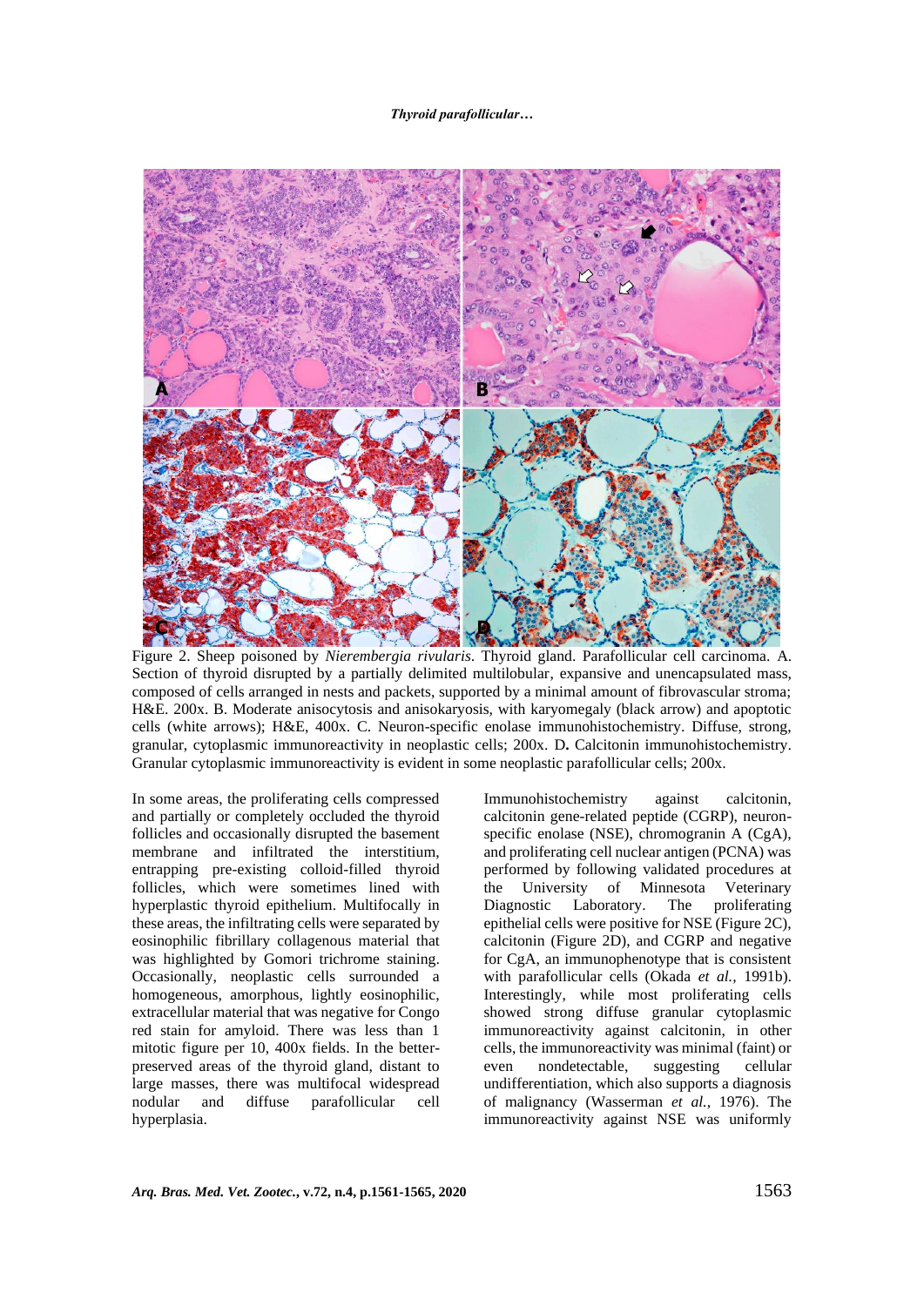Figure 2. Sheep poisoned by *Nierembergia rivularis*. Thyroid gland. Parafollicular cell carcinoma. A. Section of thyroid disrupted by a partially delimited multilobular, expansive and unencapsulated mass, composed of cells arranged in nests and packets, supported by a minimal amount of fibrovascular stroma; H&E. 200x. B. Moderate anisocytosis and anisokaryosis, with karyomegaly (black arrow) and apoptotic cells (white arrows); H&E, 400x. C. Neuron-specific enolase immunohistochemistry. Diffuse, strong, granular, cytoplasmic immunoreactivity in neoplastic cells; 200x. D**.** Calcitonin immunohistochemistry. Granular cytoplasmic immunoreactivity is evident in some neoplastic parafollicular cells; 200x.

In some areas, the proliferating cells compressed and partially or completely occluded the thyroid follicles and occasionally disrupted the basement membrane and infiltrated the interstitium, entrapping pre-existing colloid-filled thyroid follicles, which were sometimes lined with hyperplastic thyroid epithelium. Multifocally in these areas, the infiltrating cells were separated by eosinophilic fibrillary collagenous material that was highlighted by Gomori trichrome staining. Occasionally, neoplastic cells surrounded a homogeneous, amorphous, lightly eosinophilic, extracellular material that was negative for Congo red stain for amyloid. There was less than 1 mitotic figure per 10, 400x fields. In the better-preserved areas of the thyroid gland, distant to large masses, there was multifocal widespread nodular and diffuse parafollicular cell hyperplasia.

Immunohistochemistry against calcitonin, calcitonin gene-related peptide (CGRP), neuron-specific enolase (NSE), chromogranin A (CgA), and proliferating cell nuclear antigen (PCNA) was performed by following validated procedures at the University of Minnesota Veterinary Diagnostic Laboratory. The proliferating epithelial cells were positive for NSE (Figure 2C), calcitonin (Figure 2D), and CGRP and negative for CgA, an immunophenotype that is consistent with parafollicular cells (Okada *et al.*, 1991b). Interestingly, while most proliferating cells showed strong diffuse granular cytoplasmic immunoreactivity against calcitonin, in other cells, the immunoreactivity was minimal (faint) or even nondetectable, suggesting cellular undifferentiation, which also supports a diagnosis of malignancy (Wasserman *et al.*, 1976). The immunoreactivity against NSE was uniformly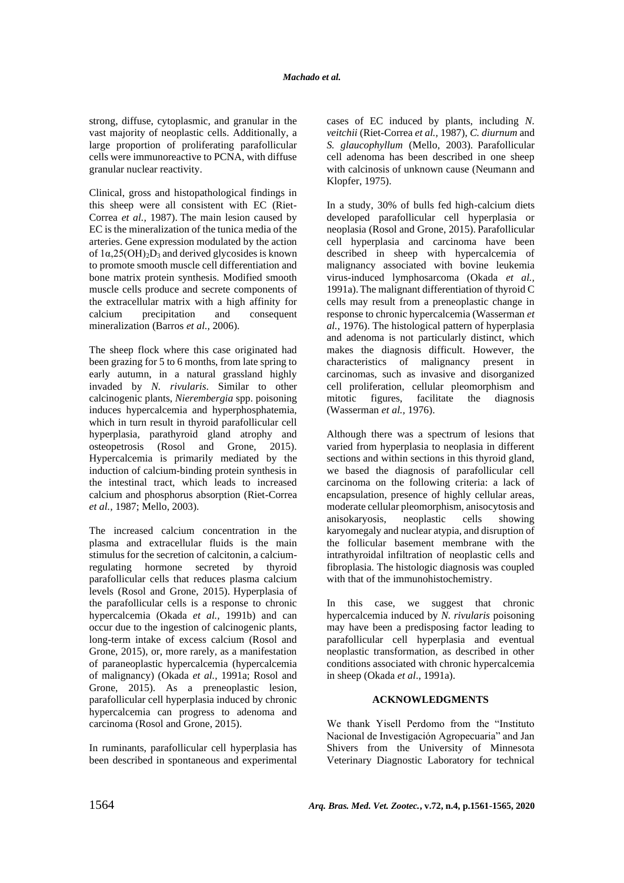strong, diffuse, cytoplasmic, and granular in the vast majority of neoplastic cells. Additionally, a large proportion of proliferating parafollicular cells were immunoreactive to PCNA, with diffuse granular nuclear reactivity.

Clinical, gross and histopathological findings in this sheep were all consistent with EC (Riet-Correa *et al.,* 1987). The main lesion caused by EC is the mineralization of the tunica media of the arteries. Gene expression modulated by the action of $1\alpha{,}25(OH)_2D_3$ and derived glycosides is known to promote smooth muscle cell differentiation and bone matrix protein synthesis. Modified smooth muscle cells produce and secrete components of the extracellular matrix with a high affinity for calcium precipitation and consequent mineralization (Barros *et al.,* 2006).

The sheep flock where this case originated had been grazing for 5 to 6 months, from late spring to early autumn, in a natural grassland highly invaded by *N. rivularis*. Similar to other calcinogenic plants, *Nierembergia* spp. poisoning induces hypercalcemia and hyperphosphatemia, which in turn result in thyroid parafollicular cell hyperplasia, parathyroid gland atrophy and osteopetrosis (Rosol and Grone, 2015). Hypercalcemia is primarily mediated by the induction of calcium-binding protein synthesis in the intestinal tract, which leads to increased calcium and phosphorus absorption (Riet-Correa *et al.,* 1987; Mello, 2003).

The increased calcium concentration in the plasma and extracellular fluids is the main stimulus for the secretion of calcitonin, a calcium-regulating hormone secreted by thyroid parafollicular cells that reduces plasma calcium levels (Rosol and Grone, 2015). Hyperplasia of the parafollicular cells is a response to chronic hypercalcemia (Okada *et al.,* 1991b) and can occur due to the ingestion of calcinogenic plants, long-term intake of excess calcium (Rosol and Grone, 2015), or, more rarely, as a manifestation of paraneoplastic hypercalcemia (hypercalcemia of malignancy) (Okada *et al.,* 1991a; Rosol and Grone, 2015). As a preneoplastic lesion, parafollicular cell hyperplasia induced by chronic hypercalcemia can progress to adenoma and carcinoma (Rosol and Grone, 2015).

In ruminants, parafollicular cell hyperplasia has been described in spontaneous and experimental cases of EC induced by plants, including *N. veitchii* (Riet-Correa *et al.,* 1987), *C. diurnum* and *S. glaucophyllum* (Mello, 2003). Parafollicular cell adenoma has been described in one sheep with calcinosis of unknown cause (Neumann and Klopfer, 1975).

In a study, 30% of bulls fed high-calcium diets developed parafollicular cell hyperplasia or neoplasia (Rosol and Grone, 2015). Parafollicular cell hyperplasia and carcinoma have been described in sheep with hypercalcemia of malignancy associated with bovine leukemia virus-induced lymphosarcoma (Okada *et al.,* 1991a). The malignant differentiation of thyroid C cells may result from a preneoplastic change in response to chronic hypercalcemia (Wasserman *et al.,* 1976). The histological pattern of hyperplasia and adenoma is not particularly distinct, which makes the diagnosis difficult. However, the characteristics of malignancy present in carcinomas, such as invasive and disorganized cell proliferation, cellular pleomorphism and mitotic figures, facilitate the diagnosis (Wasserman *et al.,* 1976).

Although there was a spectrum of lesions that varied from hyperplasia to neoplasia in different sections and within sections in this thyroid gland, we based the diagnosis of parafollicular cell carcinoma on the following criteria: a lack of encapsulation, presence of highly cellular areas, moderate cellular pleomorphism, anisocytosis and anisokaryosis, neoplastic cells showing karyomegaly and nuclear atypia, and disruption of the follicular basement membrane with the intrathyroidal infiltration of neoplastic cells and fibroplasia. The histologic diagnosis was coupled with that of the immunohistochemistry.

In this case, we suggest that chronic hypercalcemia induced by *N. rivularis* poisoning may have been a predisposing factor leading to parafollicular cell hyperplasia and eventual neoplastic transformation, as described in other conditions associated with chronic hypercalcemia in sheep (Okada *et al*., 1991a).

## ACKNOWLEDGMENTS

We thank Yisell Perdomo from the "Instituto Nacional de Investigación Agropecuaria" and Jan Shivers from the University of Minnesota Veterinary Diagnostic Laboratory for technical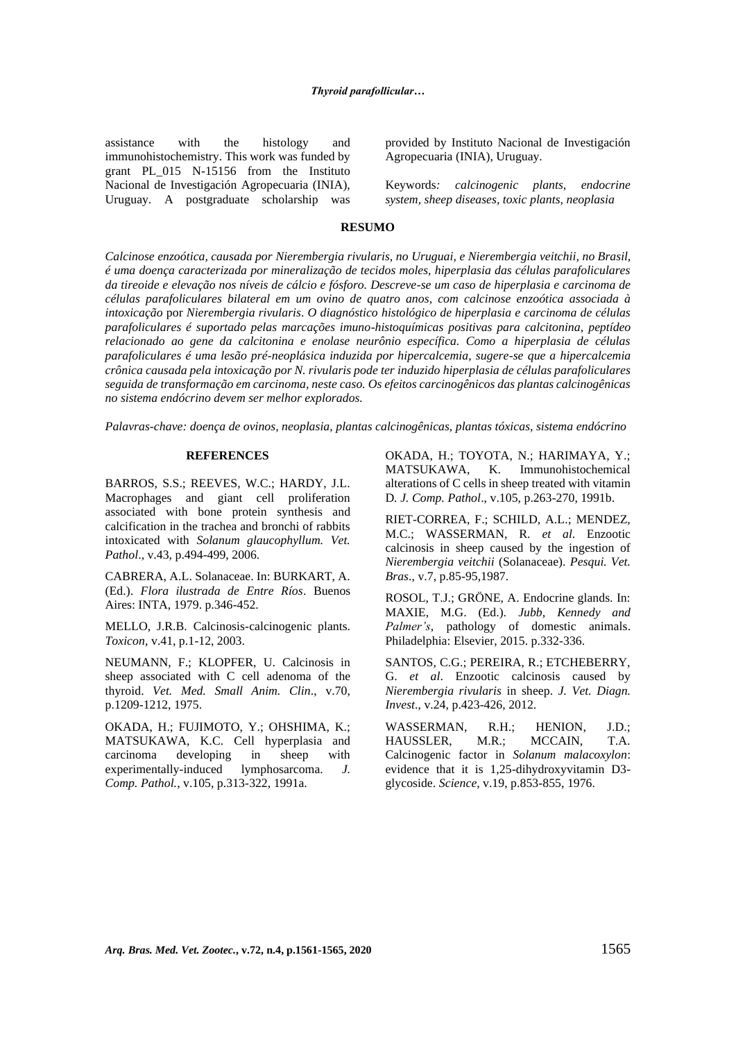assistance with the histology and immunohistochemistry. This work was funded by grant PL_015 N-15156 from the Instituto Nacional de Investigación Agropecuaria (INIA), Uruguay. A postgraduate scholarship was provided by Instituto Nacional de Investigación Agropecuaria (INIA), Uruguay.

Keywords: *calcinogenic plants, endocrine system, sheep diseases, toxic plants, neoplasia*

## RESUMO

*Calcinose enzoótica, causada por Nierembergia rivularis, no Uruguai, e Nierembergia veitchii, no Brasil, é uma doença caracterizada por mineralização de tecidos moles, hiperplasia das células parafoliculares da tireoide e elevação nos níveis de cálcio e fósforo. Descreve-se um caso de hiperplasia e carcinoma de células parafoliculares bilateral em um ovino de quatro anos, com calcinose enzoótica associada à intoxicação* por *Nierembergia rivularis*. *O diagnóstico histológico de hiperplasia e carcinoma de células parafoliculares é suportado pelas marcações imuno-histoquímicas positivas para calcitonina, peptídeo relacionado ao gene da calcitonina e enolase neurônio específica. Como a hiperplasia de células parafoliculares é uma lesão pré-neoplásica induzida por hipercalcemia, sugere-se que a hipercalcemia crônica causada pela intoxicação por N. rivularis pode ter induzido hiperplasia de células parafoliculares seguida de transformação em carcinoma, neste caso. Os efeitos carcinogênicos das plantas calcinogênicas no sistema endócrino devem ser melhor explorados.*

*Palavras-chave: doença de ovinos, neoplasia, plantas calcinogênicas, plantas tóxicas, sistema endócrino*

## REFERENCES

BARROS, S.S.; REEVES, W.C.; HARDY, J.L. Macrophages and giant cell proliferation associated with bone protein synthesis and calcification in the trachea and bronchi of rabbits intoxicated with *Solanum glaucophyllum*. *Vet. Pathol*., v.43, p.494-499, 2006.

CABRERA, A.L. Solanaceae. In: BURKART, A. (Ed.). *Flora ilustrada de Entre Ríos*. Buenos Aires: INTA, 1979. p.346-452.

MELLO, J.R.B. Calcinosis-calcinogenic plants. *Toxicon*, v.41, p.1-12, 2003.

NEUMANN, F.; KLOPFER, U. Calcinosis in sheep associated with C cell adenoma of the thyroid. *Vet. Med. Small Anim. Clin*., v.70, p.1209-1212, 1975.

OKADA, H.; FUJIMOTO, Y.; OHSHIMA, K.; MATSUKAWA, K.C. Cell hyperplasia and carcinoma developing in sheep with experimentally-induced lymphosarcoma. *J. Comp. Pathol.*, v.105, p.313-322, 1991a.

OKADA, H.; TOYOTA, N.; HARIMAYA, Y.; MATSUKAWA, K. Immunohistochemical alterations of C cells in sheep treated with vitamin D. *J. Comp. Pathol*., v.105, p.263-270, 1991b.

RIET-CORREA, F.; SCHILD, A.L.; MENDEZ, M.C.; WASSERMAN, R. *et al*. Enzootic calcinosis in sheep caused by the ingestion of *Nierembergia veitchii* (Solanaceae). *Pesqui. Vet. Bras*., v.7, p.85-95,1987.

ROSOL, T.J.; GRÖNE, A. Endocrine glands. In: MAXIE, M.G. (Ed.). *Jubb, Kennedy and Palmer's*, pathology of domestic animals. Philadelphia: Elsevier, 2015. p.332-336.

SANTOS, C.G.; PEREIRA, R.; ETCHEBERRY, G. *et al*. Enzootic calcinosis caused by *Nierembergia rivularis* in sheep. *J. Vet. Diagn. Invest*., v.24, p.423-426, 2012.

WASSERMAN, R.H.; HENION, J.D.; HAUSSLER, M.R.; MCCAIN, T.A. Calcinogenic factor in *Solanum malacoxylon*: evidence that it is 1,25-dihydroxyvitamin D3-glycoside. *Science*, v.19, p.853-855, 1976.